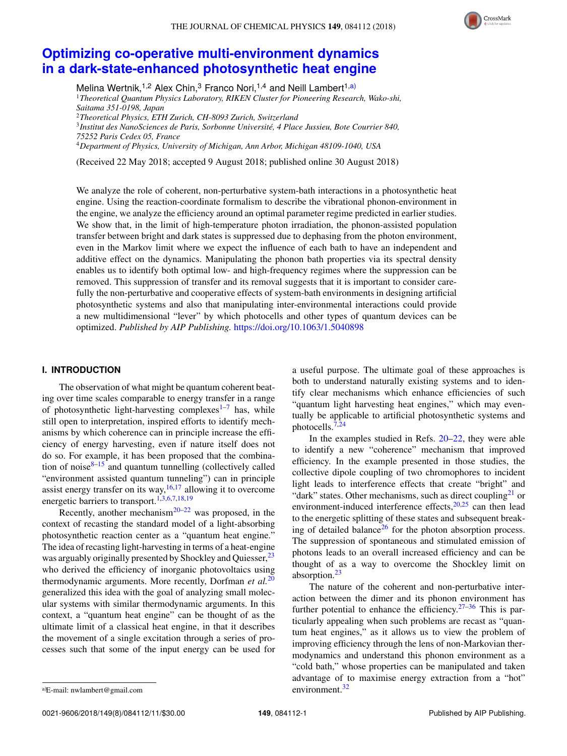# Optimizing co-operative multi-environment dynamics in a dark-state-enhanced photosynthetic heat engine

Melina Wertnik,[1,2] Alex Chin,[3] Franco Nori,[1,4] and Neill Lambert[1,a)]

[1]*Theoretical Quantum Physics Laboratory, RIKEN Cluster for Pioneering Research, Wako-shi, Saitama 351-0198, Japan*
[2]*Theoretical Physics, ETH Zurich, CH-8093 Zurich, Switzerland*
[3]*Institut des NanoSciences de Paris, Sorbonne Université, 4 Place Jussieu, Bote Courrier 840, 75252 Paris Cedex 05, France*
[4]*Department of Physics, University of Michigan, Ann Arbor, Michigan 48109-1040, USA*

(Received 22 May 2018; accepted 9 August 2018; published online 30 August 2018)

We analyze the role of coherent, non-perturbative system-bath interactions in a photosynthetic heat engine. Using the reaction-coordinate formalism to describe the vibrational phonon-environment in the engine, we analyze the efficiency around an optimal parameter regime predicted in earlier studies. We show that, in the limit of high-temperature photon irradiation, the phonon-assisted population transfer between bright and dark states is suppressed due to dephasing from the photon environment, even in the Markov limit where we expect the influence of each bath to have an independent and additive effect on the dynamics. Manipulating the phonon bath properties via its spectral density enables us to identify both optimal low- and high-frequency regimes where the suppression can be removed. This suppression of transfer and its removal suggests that it is important to consider carefully the non-perturbative and cooperative effects of system-bath environments in designing artificial photosynthetic systems and also that manipulating inter-environmental interactions could provide a new multidimensional "lever" by which photocells and other types of quantum devices can be optimized. *Published by AIP Publishing.* https://doi.org/10.1063/1.5040898

## I. INTRODUCTION

The observation of what might be quantum coherent beating over time scales comparable to energy transfer in a range of photosynthetic light-harvesting complexes[1–7] has, while still open to interpretation, inspired efforts to identify mechanisms by which coherence can in principle increase the efficiency of energy harvesting, even if nature itself does not do so. For example, it has been proposed that the combination of noise[8–15] and quantum tunnelling (collectively called "environment assisted quantum tunneling") can in principle assist energy transfer on its way,[16,17] allowing it to overcome energetic barriers to transport.[1,3,6,7,18,19]

Recently, another mechanism[20–22] was proposed, in the context of recasting the standard model of a light-absorbing photosynthetic reaction center as a "quantum heat engine." The idea of recasting light-harvesting in terms of a heat-engine was arguably originally presented by Shockley and Quiesser,[23] who derived the efficiency of inorganic photovoltaics using thermodynamic arguments. More recently, Dorfman *et al.*[20] generalized this idea with the goal of analyzing small molecular systems with similar thermodynamic arguments. In this context, a "quantum heat engine" can be thought of as the ultimate limit of a classical heat engine, in that it describes the movement of a single excitation through a series of processes such that some of the input energy can be used for a useful purpose. The ultimate goal of these approaches is both to understand naturally existing systems and to identify clear mechanisms which enhance efficiencies of such "quantum light harvesting heat engines," which may eventually be applicable to artificial photosynthetic systems and photocells.[7,24]

In the examples studied in Refs. 20–22, they were able to identify a new "coherence" mechanism that improved efficiency. In the example presented in those studies, the collective dipole coupling of two chromophores to incident light leads to interference effects that create "bright" and "dark" states. Other mechanisms, such as direct coupling[21] or environment-induced interference effects,[20,25] can then lead to the energetic splitting of these states and subsequent breaking of detailed balance[26] for the photon absorption process. The suppression of spontaneous and stimulated emission of photons leads to an overall increased efficiency and can be thought of as a way to overcome the Shockley limit on absorption.[23]

The nature of the coherent and non-perturbative interaction between the dimer and its phonon environment has further potential to enhance the efficiency.[27–36] This is particularly appealing when such problems are recast as "quantum heat engines," as it allows us to view the problem of improving efficiency through the lens of non-Markovian thermodynamics and understand this phonon environment as a "cold bath," whose properties can be manipulated and taken advantage of to maximise energy extraction from a "hot" environment.[32]

a)E-mail: nwlambert@gmail.com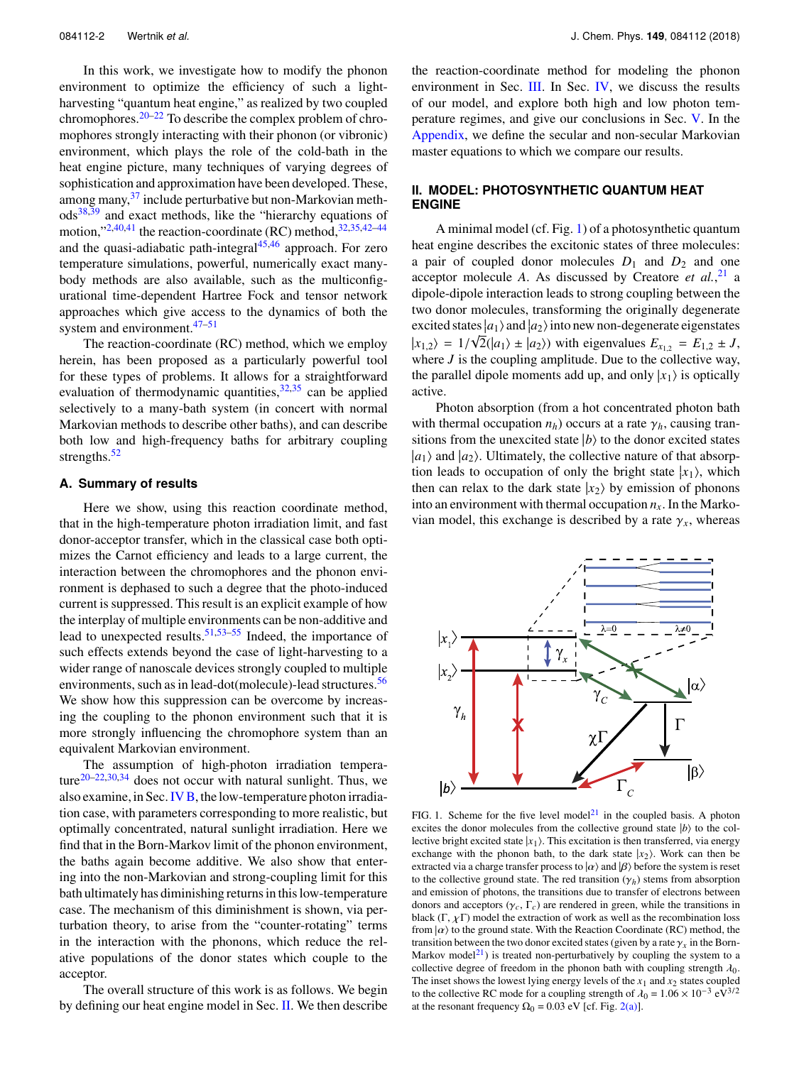In this work, we investigate how to modify the phonon environment to optimize the efficiency of such a light-harvesting "quantum heat engine," as realized by two coupled chromophores.[20–22] To describe the complex problem of chromophores strongly interacting with their phonon (or vibronic) environment, which plays the role of the cold-bath in the heat engine picture, many techniques of varying degrees of sophistication and approximation have been developed. These, among many,[37] include perturbative but non-Markovian methods[38,39] and exact methods, like the "hierarchy equations of motion,"[2,40,41] the reaction-coordinate (RC) method,[32,35,42–44] and the quasi-adiabatic path-integral[45,46] approach. For zero temperature simulations, powerful, numerically exact many-body methods are also available, such as the multiconfigurational time-dependent Hartree Fock and tensor network approaches which give access to the dynamics of both the system and environment.[47–51]

The reaction-coordinate (RC) method, which we employ herein, has been proposed as a particularly powerful tool for these types of problems. It allows for a straightforward evaluation of thermodynamic quantities,[32,35] can be applied selectively to a many-bath system (in concert with normal Markovian methods to describe other baths), and can describe both low and high-frequency baths for arbitrary coupling strengths.[52]

### A. Summary of results

Here we show, using this reaction coordinate method, that in the high-temperature photon irradiation limit, and fast donor-acceptor transfer, which in the classical case both optimizes the Carnot efficiency and leads to a large current, the interaction between the chromophores and the phonon environment is dephased to such a degree that the photo-induced current is suppressed. This result is an explicit example of how the interplay of multiple environments can be non-additive and lead to unexpected results.[51,53–55] Indeed, the importance of such effects extends beyond the case of light-harvesting to a wider range of nanoscale devices strongly coupled to multiple environments, such as in lead-dot(molecule)-lead structures.[56] We show how this suppression can be overcome by increasing the coupling to the phonon environment such that it is more strongly influencing the chromophore system than an equivalent Markovian environment.

The assumption of high-photon irradiation temperature[20–22,30,34] does not occur with natural sunlight. Thus, we also examine, in Sec. IV B, the low-temperature photon irradiation case, with parameters corresponding to more realistic, but optimally concentrated, natural sunlight irradiation. Here we find that in the Born-Markov limit of the phonon environment, the baths again become additive. We also show that entering into the non-Markovian and strong-coupling limit for this bath ultimately has diminishing returns in this low-temperature case. The mechanism of this diminishment is shown, via perturbation theory, to arise from the "counter-rotating" terms in the interaction with the phonons, which reduce the relative populations of the donor states which couple to the acceptor.

The overall structure of this work is as follows. We begin by defining our heat engine model in Sec. II. We then describe the reaction-coordinate method for modeling the phonon environment in Sec. III. In Sec. IV, we discuss the results of our model, and explore both high and low photon temperature regimes, and give our conclusions in Sec. V. In the Appendix, we define the secular and non-secular Markovian master equations to which we compare our results.

## II. MODEL: PHOTOSYNTHETIC QUANTUM HEAT ENGINE

A minimal model (cf. Fig. 1) of a photosynthetic quantum heat engine describes the excitonic states of three molecules: a pair of coupled donor molecules $D_1$ and $D_2$ and one acceptor molecule $A$. As discussed by Creatore *et al.*,[21] a dipole-dipole interaction leads to strong coupling between the two donor molecules, transforming the originally degenerate excited states $|a_1\rangle$ and $|a_2\rangle$ into new non-degenerate eigenstates $|x_{1,2}\rangle = 1/\sqrt{2}(|a_1\rangle \pm |a_2\rangle)$ with eigenvalues $E_{x_{1,2}} = E_{1,2} \pm J$, where $J$ is the coupling amplitude. Due to the collective way, the parallel dipole moments add up, and only $|x_1\rangle$ is optically active.

Photon absorption (from a hot concentrated photon bath with thermal occupation $n_h$) occurs at a rate $\gamma_h$, causing transitions from the unexcited state $|b\rangle$ to the donor excited states $|a_1\rangle$ and $|a_2\rangle$. Ultimately, the collective nature of that absorption leads to occupation of only the bright state $|x_1\rangle$, which then can relax to the dark state $|x_2\rangle$ by emission of phonons into an environment with thermal occupation $n_x$. In the Markovian model, this exchange is described by a rate $\gamma_x$, whereas

FIG. 1. Scheme for the five level model[21] in the coupled basis. A photon excites the donor molecules from the collective ground state $|b\rangle$ to the collective bright excited state $|x_1\rangle$. This excitation is then transferred, via energy exchange with the phonon bath, to the dark state $|x_2\rangle$. Work can then be extracted via a charge transfer process to $|\alpha\rangle$ and $|\beta\rangle$ before the system is reset to the collective ground state. The red transition ($\gamma_h$) stems from absorption and emission of photons, the transitions due to transfer of electrons between donors and acceptors ($\gamma_c$, $\Gamma_c$) are rendered in green, while the transitions in black ($\Gamma$, $\chi\Gamma$) model the extraction of work as well as the recombination loss from $|\alpha\rangle$ to the ground state. With the Reaction Coordinate (RC) method, the transition between the two donor excited states (given by a rate $\gamma_x$ in the Born-Markov model[21]) is treated non-perturbatively by coupling the system to a collective degree of freedom in the phonon bath with coupling strength $\lambda_0$. The inset shows the lowest lying energy levels of the $x_1$ and $x_2$ states coupled to the collective RC mode for a coupling strength of $\lambda_0 = 1.06 \times 10^{-3}$ eV$^{3/2}$ at the resonant frequency $\Omega_0 = 0.03$ eV [cf. Fig. 2(a)].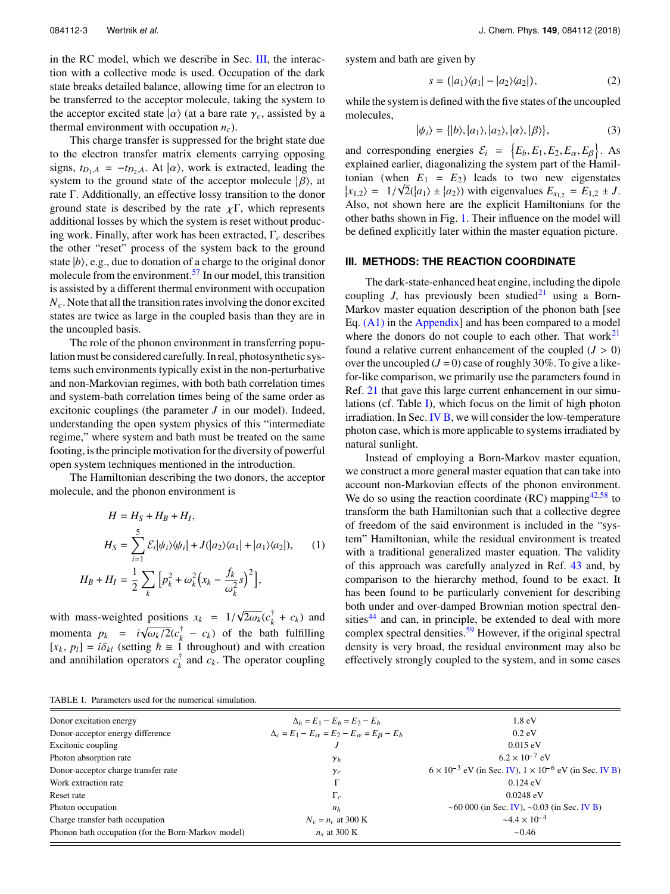in the RC model, which we describe in Sec. III, the interaction with a collective mode is used. Occupation of the dark state breaks detailed balance, allowing time for an electron to be transferred to the acceptor molecule, taking the system to the acceptor excited state $|\alpha\rangle$ (at a bare rate $\gamma_c$, assisted by a thermal environment with occupation $n_c$).

This charge transfer is suppressed for the bright state due to the electron transfer matrix elements carrying opposing signs, $t_{D_1,A} = -t_{D_2,A}$. At $|\alpha\rangle$, work is extracted, leading the system to the ground state of the acceptor molecule $|\beta\rangle$, at rate $\Gamma$. Additionally, an effective lossy transition to the donor ground state is described by the rate $\chi\Gamma$, which represents additional losses by which the system is reset without producing work. Finally, after work has been extracted, $\Gamma_c$ describes the other "reset" process of the system back to the ground state $|b\rangle$, e.g., due to donation of a charge to the original donor molecule from the environment.[57] In our model, this transition is assisted by a different thermal environment with occupation $N_c$. Note that all the transition rates involving the donor excited states are twice as large in the coupled basis than they are in the uncoupled basis.

The role of the phonon environment in transferring population must be considered carefully. In real, photosynthetic systems such environments typically exist in the non-perturbative and non-Markovian regimes, with both bath correlation times and system-bath correlation times being of the same order as excitonic couplings (the parameter $J$ in our model). Indeed, understanding the open system physics of this "intermediate regime," where system and bath must be treated on the same footing, is the principle motivation for the diversity of powerful open system techniques mentioned in the introduction.

The Hamiltonian describing the two donors, the acceptor molecule, and the phonon environment is

$$
\begin{aligned}
H &= H_S + H_B + H_I, \\
H_S &= \sum_{i=1}^{5} \mathcal{E}_i |\psi_i\rangle\langle\psi_i| + J(|a_2\rangle\langle a_1| + |a_1\rangle\langle a_2|), \\
H_B + H_I &= \frac{1}{2}\sum_k \left[p_k^2 + \omega_k^2\left(x_k - \frac{f_k}{\omega_k^2}s\right)^2\right],
\end{aligned}
\tag{1}
$$

with mass-weighted positions $x_k = 1/\sqrt{2\omega_k}(c_k^\dagger + c_k)$ and momenta $p_k = i\sqrt{\omega_k/2}(c_k^\dagger - c_k)$ of the bath fulfilling $[x_k, p_l] = i\delta_{kl}$ (setting $\hbar \equiv 1$ throughout) and with creation and annihilation operators $c_k^\dagger$ and $c_k$. The operator coupling system and bath are given by

$$
s = (|a_1\rangle\langle a_1| - |a_2\rangle\langle a_2|), \tag{2}
$$

while the system is defined with the five states of the uncoupled molecules,

$$
|\psi_i\rangle = \{|b\rangle, |a_1\rangle, |a_2\rangle, |\alpha\rangle, |\beta\rangle\}, \tag{3}
$$

and corresponding energies $\mathcal{E}_i = \{E_b, E_1, E_2, E_\alpha, E_\beta\}$. As explained earlier, diagonalizing the system part of the Hamiltonian (when $E_1 = E_2$) leads to two new eigenstates $|x_{1,2}\rangle = 1/\sqrt{2}(|a_1\rangle \pm |a_2\rangle)$ with eigenvalues $E_{x_{1,2}} = E_{1,2} \pm J$. Also, not shown here are the explicit Hamiltonians for the other baths shown in Fig. 1. Their influence on the model will be defined explicitly later within the master equation picture.

## III. METHODS: THE REACTION COORDINATE

The dark-state-enhanced heat engine, including the dipole coupling $J$, has previously been studied[21] using a Born-Markov master equation description of the phonon bath [see Eq. (A1) in the Appendix] and has been compared to a model where the donors do not couple to each other. That work[21] found a relative current enhancement of the coupled ($J > 0$) over the uncoupled ($J = 0$) case of roughly 30%. To give a like-for-like comparison, we primarily use the parameters found in Ref. 21 that gave this large current enhancement in our simulations (cf. Table I), which focus on the limit of high photon irradiation. In Sec. IV B, we will consider the low-temperature photon case, which is more applicable to systems irradiated by natural sunlight.

Instead of employing a Born-Markov master equation, we construct a more general master equation that can take into account non-Markovian effects of the phonon environment. We do so using the reaction coordinate (RC) mapping[42,58] to transform the bath Hamiltonian such that a collective degree of freedom of the said environment is included in the "system" Hamiltonian, while the residual environment is treated with a traditional generalized master equation. The validity of this approach was carefully analyzed in Ref. 43 and, by comparison to the hierarchy method, found to be exact. It has been found to be particularly convenient for describing both under and over-damped Brownian motion spectral densities[44] and can, in principle, be extended to deal with more complex spectral densities.[59] However, if the original spectral density is very broad, the residual environment may also be effectively strongly coupled to the system, and in some cases

TABLE I. Parameters used for the numerical simulation.

| | | |
|---|---|---|
| Donor excitation energy | $\Delta_h = E_1 - E_b = E_2 - E_b$ | 1.8 eV |
| Donor-acceptor energy difference | $\Delta_c = E_1 - E_\alpha = E_2 - E_\alpha = E_\beta - E_b$ | 0.2 eV |
| Excitonic coupling | $J$ | 0.015 eV |
| Photon absorption rate | $\gamma_h$ | $6.2 \times 10^{-7}$ eV |
| Donor-acceptor charge transfer rate | $\gamma_c$ | $6 \times 10^{-3}$ eV (in Sec. IV), $1 \times 10^{-6}$ eV (in Sec. IV B) |
| Work extraction rate | $\Gamma$ | 0.124 eV |
| Reset rate | $\Gamma_c$ | 0.0248 eV |
| Photon occupation | $n_h$ | ~60 000 (in Sec. IV), ~0.03 (in Sec. IV B) |
| Charge transfer bath occupation | $N_c = n_c$ at 300 K | ~$4.4 \times 10^{-4}$ |
| Phonon bath occupation (for the Born-Markov model) | $n_x$ at 300 K | ~0.46 |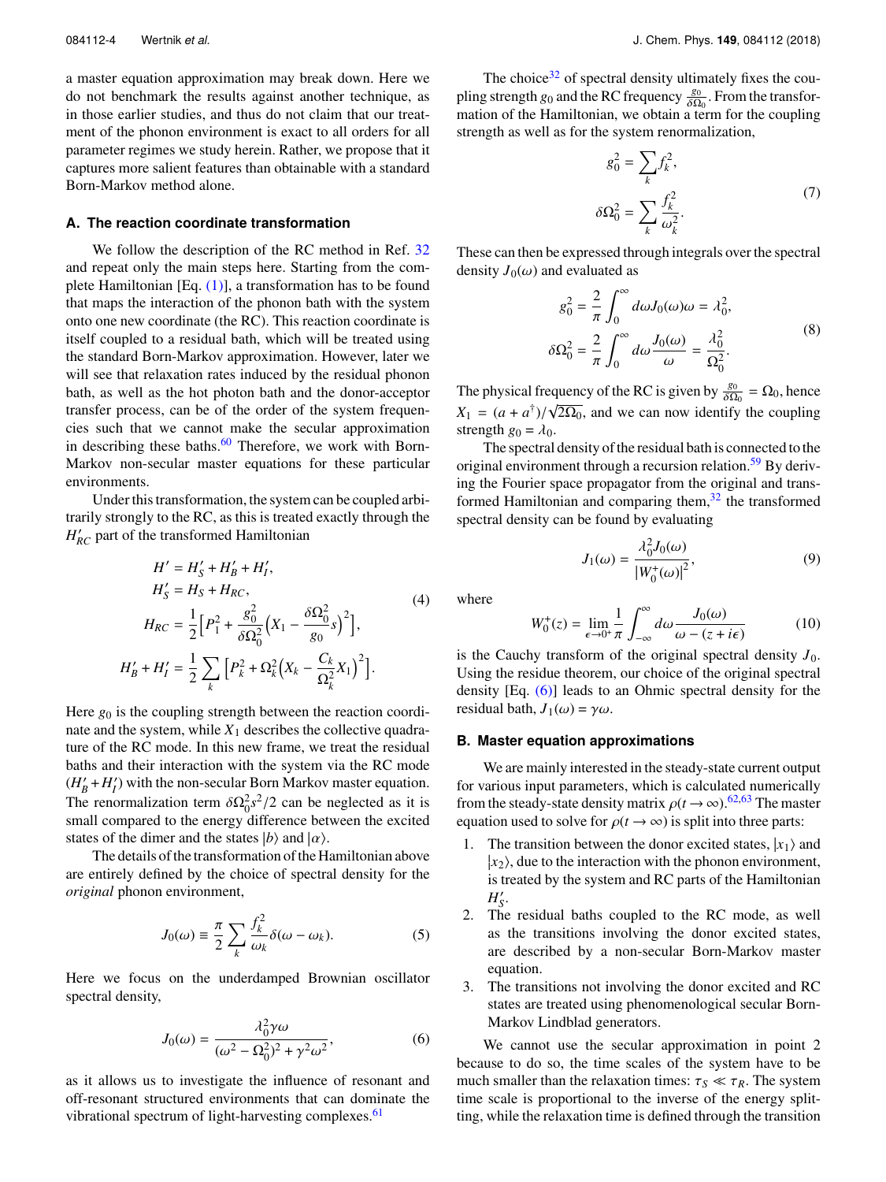a master equation approximation may break down. Here we do not benchmark the results against another technique, as in those earlier studies, and thus do not claim that our treatment of the phonon environment is exact to all orders for all parameter regimes we study herein. Rather, we propose that it captures more salient features than obtainable with a standard Born-Markov method alone.

### A. The reaction coordinate transformation

We follow the description of the RC method in Ref. 32 and repeat only the main steps here. Starting from the complete Hamiltonian [Eq. (1)], a transformation has to be found that maps the interaction of the phonon bath with the system onto one new coordinate (the RC). This reaction coordinate is itself coupled to a residual bath, which will be treated using the standard Born-Markov approximation. However, later we will see that relaxation rates induced by the residual phonon bath, as well as the hot photon bath and the donor-acceptor transfer process, can be of the order of the system frequencies such that we cannot make the secular approximation in describing these baths.[60] Therefore, we work with Born-Markov non-secular master equations for these particular environments.

Under this transformation, the system can be coupled arbitrarily strongly to the RC, as this is treated exactly through the $H'_{RC}$ part of the transformed Hamiltonian

$$
\begin{aligned}
H' &= H'_S + H'_B + H'_I,\\
H'_S &= H_S + H_{RC},\\
H_{RC} &= \frac{1}{2}\Big[P_1^2 + \frac{g_0^2}{\delta\Omega_0^2}\Big(X_1 - \frac{\delta\Omega_0^2}{g_0}s\Big)^2\Big],\\
H'_B + H'_I &= \frac{1}{2}\sum_k \Big[P_k^2 + \Omega_k^2\Big(X_k - \frac{C_k}{\Omega_k^2}X_1\Big)^2\Big].
\end{aligned}
\tag{4}
$$

Here $g_0$ is the coupling strength between the reaction coordinate and the system, while $X_1$ describes the collective quadrature of the RC mode. In this new frame, we treat the residual baths and their interaction with the system via the RC mode $(H'_B + H'_I)$ with the non-secular Born Markov master equation. The renormalization term $\delta\Omega_0^2 s^2/2$ can be neglected as it is small compared to the energy difference between the excited states of the dimer and the states $|b\rangle$ and $|\alpha\rangle$.

The details of the transformation of the Hamiltonian above are entirely defined by the choice of spectral density for the *original* phonon environment,

$$
J_0(\omega) \equiv \frac{\pi}{2}\sum_k \frac{f_k^2}{\omega_k}\delta(\omega - \omega_k). \tag{5}
$$

Here we focus on the underdamped Brownian oscillator spectral density,

$$
J_0(\omega) = \frac{\lambda_0^2\gamma\omega}{(\omega^2 - \Omega_0^2)^2 + \gamma^2\omega^2}, \tag{6}
$$

as it allows us to investigate the influence of resonant and off-resonant structured environments that can dominate the vibrational spectrum of light-harvesting complexes.[61]

The choice[32] of spectral density ultimately fixes the coupling strength $g_0$ and the RC frequency $\frac{g_0}{\delta\Omega_0}$. From the transformation of the Hamiltonian, we obtain a term for the coupling strength as well as for the system renormalization,

$$
\begin{aligned}
g_0^2 &= \sum_k f_k^2,\\
\delta\Omega_0^2 &= \sum_k \frac{f_k^2}{\omega_k^2}.
\end{aligned}
\tag{7}
$$

These can then be expressed through integrals over the spectral density $J_0(\omega)$ and evaluated as

$$
\begin{aligned}
g_0^2 &= \frac{2}{\pi}\int_0^\infty d\omega J_0(\omega)\omega = \lambda_0^2,\\
\delta\Omega_0^2 &= \frac{2}{\pi}\int_0^\infty d\omega \frac{J_0(\omega)}{\omega} = \frac{\lambda_0^2}{\Omega_0^2}.
\end{aligned}
\tag{8}
$$

The physical frequency of the RC is given by $\frac{g_0}{\delta\Omega_0} = \Omega_0$, hence $X_1 = (a + a^\dagger)/\sqrt{2\Omega_0}$, and we can now identify the coupling strength $g_0 = \lambda_0$.

The spectral density of the residual bath is connected to the original environment through a recursion relation.[59] By deriving the Fourier space propagator from the original and transformed Hamiltonian and comparing them,[32] the transformed spectral density can be found by evaluating

$$
J_1(\omega) = \frac{\lambda_0^2 J_0(\omega)}{|W_0^+(\omega)|^2}, \tag{9}
$$

where

$$
W_0^+(z) = \lim_{\epsilon\to 0^+}\frac{1}{\pi}\int_{-\infty}^{\infty} d\omega \frac{J_0(\omega)}{\omega - (z + i\epsilon)} \tag{10}
$$

is the Cauchy transform of the original spectral density $J_0$. Using the residue theorem, our choice of the original spectral density [Eq. (6)] leads to an Ohmic spectral density for the residual bath, $J_1(\omega) = \gamma\omega$.

### B. Master equation approximations

We are mainly interested in the steady-state current output for various input parameters, which is calculated numerically from the steady-state density matrix $\rho(t \to \infty)$.[62,63] The master equation used to solve for $\rho(t \to \infty)$ is split into three parts:

1. The transition between the donor excited states, $|x_1\rangle$ and $|x_2\rangle$, due to the interaction with the phonon environment, is treated by the system and RC parts of the Hamiltonian $H'_S$.
2. The residual baths coupled to the RC mode, as well as the transitions involving the donor excited states, are described by a non-secular Born-Markov master equation.
3. The transitions not involving the donor excited and RC states are treated using phenomenological secular Born-Markov Lindblad generators.

We cannot use the secular approximation in point 2 because to do so, the time scales of the system have to be much smaller than the relaxation times: $\tau_S \ll \tau_R$. The system time scale is proportional to the inverse of the energy splitting, while the relaxation time is defined through the transition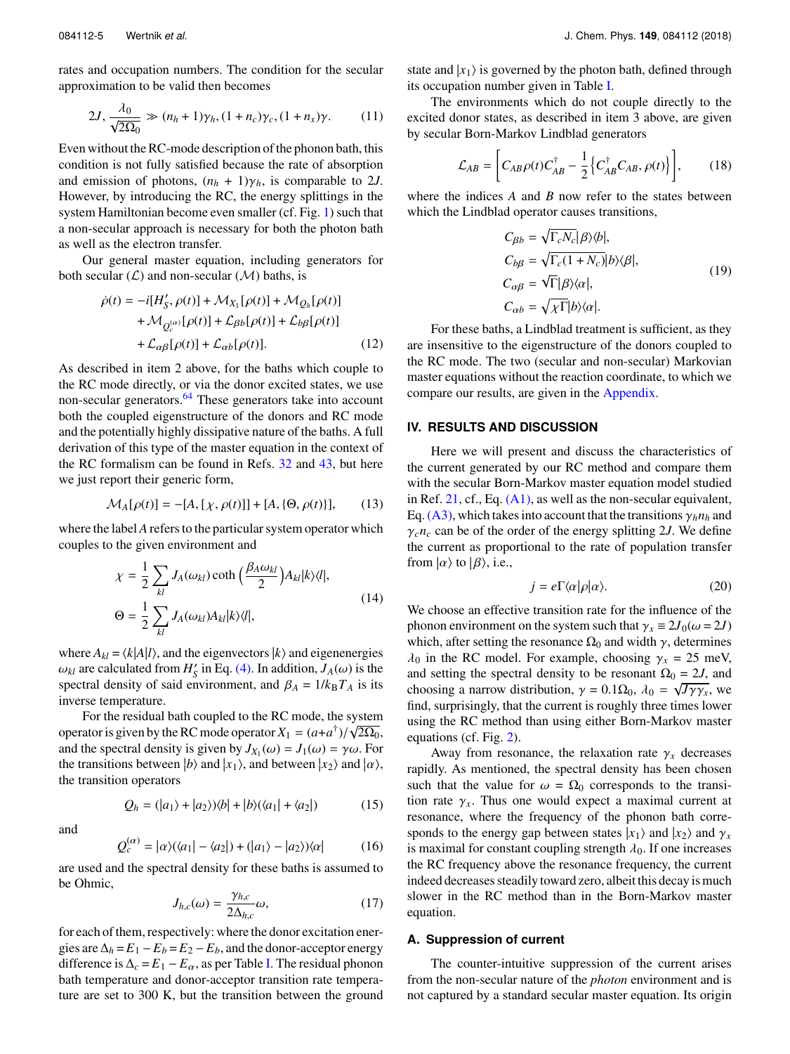rates and occupation numbers. The condition for the secular approximation to be valid then becomes

$$2J, \frac{\lambda_0}{\sqrt{2\Omega_0}} \gg (n_h + 1)\gamma_h, (1 + n_c)\gamma_c, (1 + n_x)\gamma. \quad (11)$$

Even without the RC-mode description of the phonon bath, this condition is not fully satisfied because the rate of absorption and emission of photons, $(n_h + 1)\gamma_h$, is comparable to $2J$. However, by introducing the RC, the energy splittings in the system Hamiltonian become even smaller (cf. Fig. 1) such that a non-secular approach is necessary for both the photon bath as well as the electron transfer.

Our general master equation, including generators for both secular ($\mathcal{L}$) and non-secular ($\mathcal{M}$) baths, is

$$\begin{aligned}\dot{\rho}(t) = &-i[H_S', \rho(t)] + \mathcal{M}_{X_1}[\rho(t)] + \mathcal{M}_{Q_h}[\rho(t)] \\ &+ \mathcal{M}_{Q_c^{(\alpha)}}[\rho(t)] + \mathcal{L}_{\beta b}[\rho(t)] + \mathcal{L}_{b\beta}[\rho(t)] \\ &+ \mathcal{L}_{\alpha\beta}[\rho(t)] + \mathcal{L}_{\alpha b}[\rho(t)].\end{aligned} \quad (12)$$

As described in item 2 above, for the baths which couple to the RC mode directly, or via the donor excited states, we use non-secular generators.[64] These generators take into account both the coupled eigenstructure of the donors and RC mode and the potentially highly dissipative nature of the baths. A full derivation of this type of the master equation in the context of the RC formalism can be found in Refs. 32 and 43, but here we just report their generic form,

$$\mathcal{M}_A[\rho(t)] = -[A, [\chi, \rho(t)]] + [A, \{\Theta, \rho(t)\}], \quad (13)$$

where the label $A$ refers to the particular system operator which couples to the given environment and

$$\begin{aligned}\chi &= \frac{1}{2}\sum_{kl} J_A(\omega_{kl}) \coth\left(\frac{\beta_A \omega_{kl}}{2}\right) A_{kl}|k\rangle\langle l|, \\ \Theta &= \frac{1}{2}\sum_{kl} J_A(\omega_{kl}) A_{kl}|k\rangle\langle l|,\end{aligned} \quad (14)$$

where $A_{kl} = \langle k|A|l\rangle$, and the eigenvectors $|k\rangle$ and eigenenergies $\omega_{kl}$ are calculated from $H_S'$ in Eq. (4). In addition, $J_A(\omega)$ is the spectral density of said environment, and $\beta_A = 1/k_B T_A$ is its inverse temperature.

For the residual bath coupled to the RC mode, the system operator is given by the RC mode operator $X_1 = (a+a^\dagger)/\sqrt{2\Omega_0}$, and the spectral density is given by $J_{X_1}(\omega) = J_1(\omega) = \gamma\omega$. For the transitions between $|b\rangle$ and $|x_1\rangle$, and between $|x_2\rangle$ and $|\alpha\rangle$, the transition operators

$$Q_h = (|a_1\rangle + |a_2\rangle)\langle b| + |b\rangle(\langle a_1| + \langle a_2|) \quad (15)$$

and

$$Q_c^{(\alpha)} = |\alpha\rangle(\langle a_1| - \langle a_2|) + (|a_1\rangle - |a_2\rangle)\langle\alpha| \quad (16)$$

are used and the spectral density for these baths is assumed to be Ohmic,

$$J_{h,c}(\omega) = \frac{\gamma_{h,c}}{2\Delta_{h,c}}\omega, \quad (17)$$

for each of them, respectively: where the donor excitation energies are $\Delta_h = E_1 - E_b = E_2 - E_b$, and the donor-acceptor energy difference is $\Delta_c = E_1 - E_\alpha$, as per Table I. The residual phonon bath temperature and donor-acceptor transition rate temperature are set to 300 K, but the transition between the ground state and $|x_1\rangle$ is governed by the photon bath, defined through its occupation number given in Table I.

The environments which do not couple directly to the excited donor states, as described in item 3 above, are given by secular Born-Markov Lindblad generators

$$\mathcal{L}_{AB} = \left[C_{AB}\rho(t)C_{AB}^\dagger - \frac{1}{2}\left\{C_{AB}^\dagger C_{AB}, \rho(t)\right\}\right], \quad (18)$$

where the indices $A$ and $B$ now refer to the states between which the Lindblad operator causes transitions,

$$\begin{aligned}C_{\beta b} &= \sqrt{\Gamma_c N_c}|\beta\rangle\langle b|, \\ C_{b\beta} &= \sqrt{\Gamma_c(1 + N_c)}|b\rangle\langle\beta|, \\ C_{\alpha\beta} &= \sqrt{\Gamma}|\beta\rangle\langle\alpha|, \\ C_{\alpha b} &= \sqrt{\chi\Gamma}|b\rangle\langle\alpha|.\end{aligned} \quad (19)$$

For these baths, a Lindblad treatment is sufficient, as they are insensitive to the eigenstructure of the donors coupled to the RC mode. The two (secular and non-secular) Markovian master equations without the reaction coordinate, to which we compare our results, are given in the Appendix.

## IV. RESULTS AND DISCUSSION

Here we will present and discuss the characteristics of the current generated by our RC method and compare them with the secular Born-Markov master equation model studied in Ref. 21, cf., Eq. (A1), as well as the non-secular equivalent, Eq. (A3), which takes into account that the transitions $\gamma_h n_h$ and $\gamma_c n_c$ can be of the order of the energy splitting $2J$. We define the current as proportional to the rate of population transfer from $|\alpha\rangle$ to $|\beta\rangle$, i.e.,

$$j = e\Gamma\langle\alpha|\rho|\alpha\rangle. \quad (20)$$

We choose an effective transition rate for the influence of the phonon environment on the system such that $\gamma_x \equiv 2J_0(\omega = 2J)$ which, after setting the resonance $\Omega_0$ and width $\gamma$, determines $\lambda_0$ in the RC model. For example, choosing $\gamma_x$ = 25 meV, and setting the spectral density to be resonant $\Omega_0 = 2J$, and choosing a narrow distribution, $\gamma = 0.1\Omega_0$, $\lambda_0 = \sqrt{J\gamma\gamma_x}$, we find, surprisingly, that the current is roughly three times lower using the RC method than using either Born-Markov master equations (cf. Fig. 2).

Away from resonance, the relaxation rate $\gamma_x$ decreases rapidly. As mentioned, the spectral density has been chosen such that the value for $\omega = \Omega_0$ corresponds to the transition rate $\gamma_x$. Thus one would expect a maximal current at resonance, where the frequency of the phonon bath corresponds to the energy gap between states $|x_1\rangle$ and $|x_2\rangle$ and $\gamma_x$ is maximal for constant coupling strength $\lambda_0$. If one increases the RC frequency above the resonance frequency, the current indeed decreases steadily toward zero, albeit this decay is much slower in the RC method than in the Born-Markov master equation.

### A. Suppression of current

The counter-intuitive suppression of the current arises from the non-secular nature of the *photon* environment and is not captured by a standard secular master equation. Its origin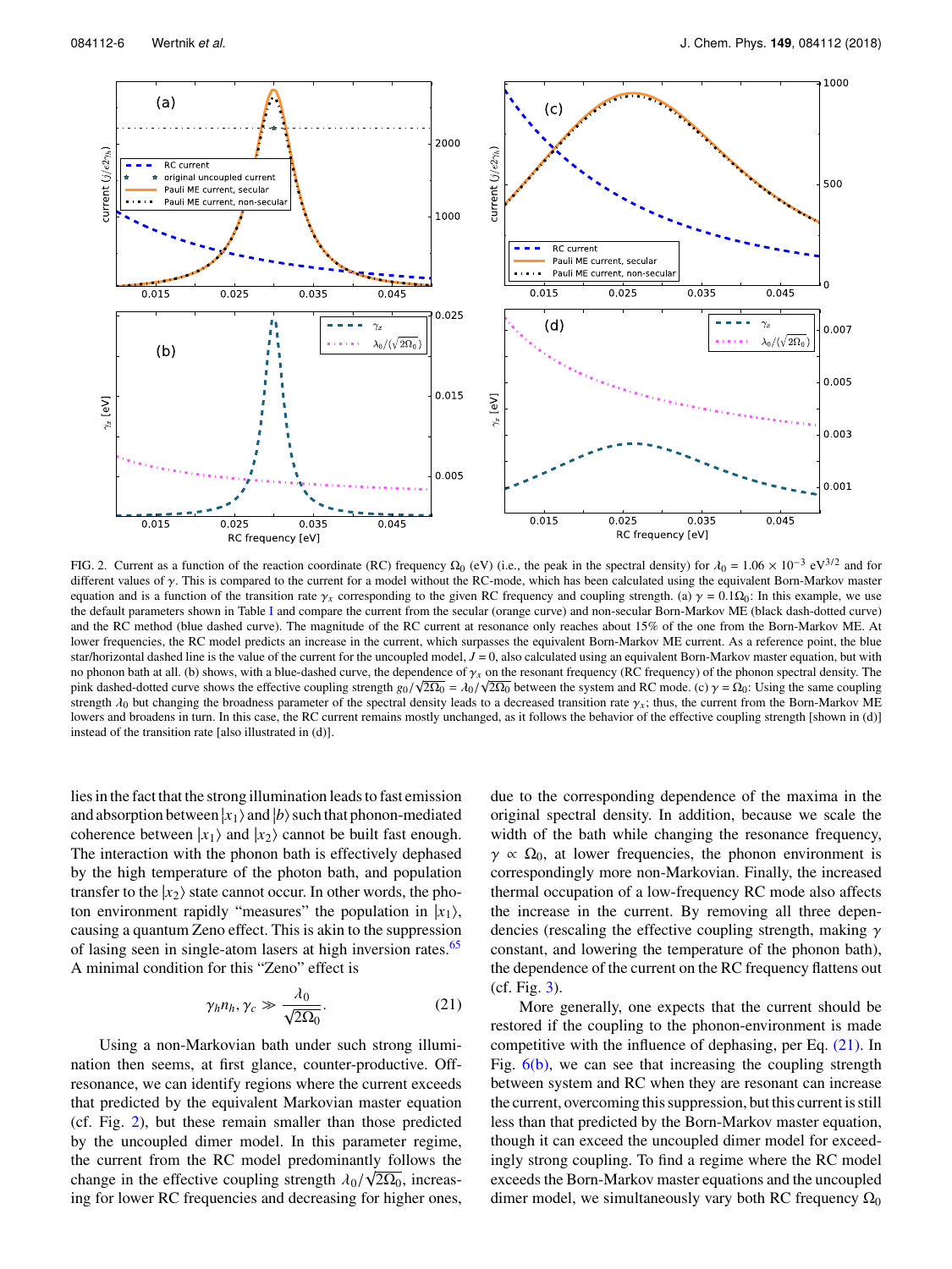FIG. 2. Current as a function of the reaction coordinate (RC) frequency $\Omega_0$ (eV) (i.e., the peak in the spectral density) for $\lambda_0 = 1.06 \times 10^{-3}$ eV$^{3/2}$ and for different values of $\gamma$. This is compared to the current for a model without the RC-mode, which has been calculated using the equivalent Born-Markov master equation and is a function of the transition rate $\gamma_x$ corresponding to the given RC frequency and coupling strength. (a) $\gamma = 0.1\Omega_0$: In this example, we use the default parameters shown in Table I and compare the current from the secular (orange curve) and non-secular Born-Markov ME (black dash-dotted curve) and the RC method (blue dashed curve). The magnitude of the RC current at resonance only reaches about 15% of the one from the Born-Markov ME. At lower frequencies, the RC model predicts an increase in the current, which surpasses the equivalent Born-Markov ME current. As a reference point, the blue star/horizontal dashed line is the value of the current for the uncoupled model, $J = 0$, also calculated using an equivalent Born-Markov master equation, but with no phonon bath at all. (b) shows, with a blue-dashed curve, the dependence of $\gamma_x$ on the resonant frequency (RC frequency) of the phonon spectral density. The pink dashed-dotted curve shows the effective coupling strength $g_0/\sqrt{2\Omega_0} = \lambda_0/\sqrt{2\Omega_0}$ between the system and RC mode. (c) $\gamma = \Omega_0$: Using the same coupling strength $\lambda_0$ but changing the broadness parameter of the spectral density leads to a decreased transition rate $\gamma_x$; thus, the current from the Born-Markov ME lowers and broadens in turn. In this case, the RC current remains mostly unchanged, as it follows the behavior of the effective coupling strength [shown in (d)] instead of the transition rate [also illustrated in (d)].

lies in the fact that the strong illumination leads to fast emission and absorption between $|x_1\rangle$ and $|b\rangle$ such that phonon-mediated coherence between $|x_1\rangle$ and $|x_2\rangle$ cannot be built fast enough. The interaction with the phonon bath is effectively dephased by the high temperature of the photon bath, and population transfer to the $|x_2\rangle$ state cannot occur. In other words, the photon environment rapidly "measures" the population in $|x_1\rangle$, causing a quantum Zeno effect. This is akin to the suppression of lasing seen in single-atom lasers at high inversion rates.[65] A minimal condition for this "Zeno" effect is

$$\gamma_h n_h, \gamma_c \gg \frac{\lambda_0}{\sqrt{2\Omega_0}}. \tag{21}$$

Using a non-Markovian bath under such strong illumination then seems, at first glance, counter-productive. Off-resonance, we can identify regions where the current exceeds that predicted by the equivalent Markovian master equation (cf. Fig. 2), but these remain smaller than those predicted by the uncoupled dimer model. In this parameter regime, the current from the RC model predominantly follows the change in the effective coupling strength $\lambda_0/\sqrt{2\Omega_0}$, increasing for lower RC frequencies and decreasing for higher ones, due to the corresponding dependence of the maxima in the original spectral density. In addition, because we scale the width of the bath while changing the resonance frequency, $\gamma \propto \Omega_0$, at lower frequencies, the phonon environment is correspondingly more non-Markovian. Finally, the increased thermal occupation of a low-frequency RC mode also affects the increase in the current. By removing all three dependencies (rescaling the effective coupling strength, making $\gamma$ constant, and lowering the temperature of the phonon bath), the dependence of the current on the RC frequency flattens out (cf. Fig. 3).

More generally, one expects that the current should be restored if the coupling to the phonon-environment is made competitive with the influence of dephasing, per Eq. (21). In Fig. 6(b), we can see that increasing the coupling strength between system and RC when they are resonant can increase the current, overcoming this suppression, but this current is still less than that predicted by the Born-Markov master equation, though it can exceed the uncoupled dimer model for exceedingly strong coupling. To find a regime where the RC model exceeds the Born-Markov master equations and the uncoupled dimer model, we simultaneously vary both RC frequency $\Omega_0$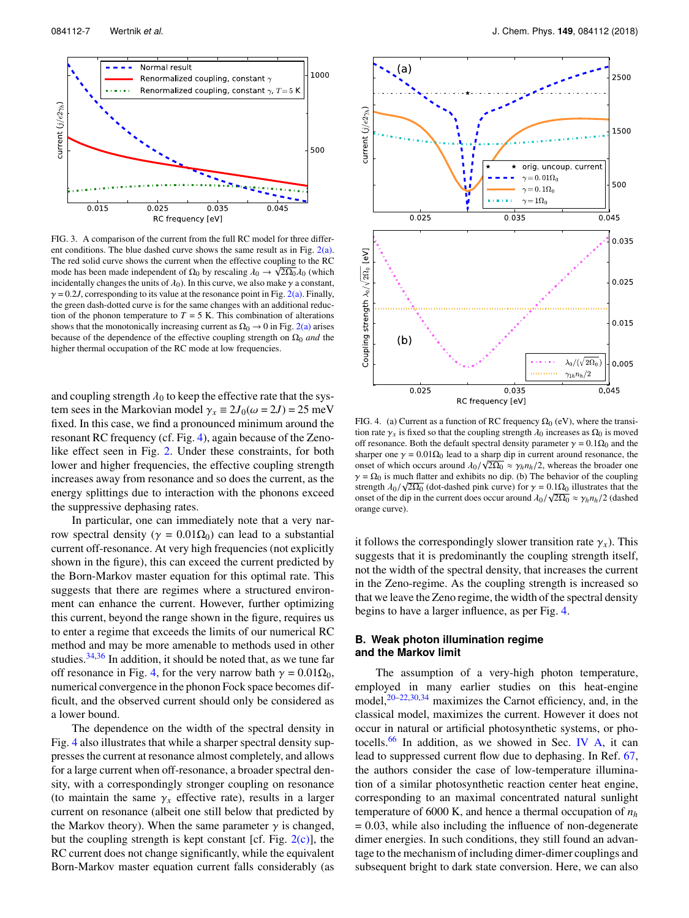FIG. 3. A comparison of the current from the full RC model for three different conditions. The blue dashed curve shows the same result as in Fig. 2(a). The red solid curve shows the current when the effective coupling to the RC mode has been made independent of $\Omega_0$ by rescaling $\lambda_0 \to \sqrt{2\Omega_0}\lambda_0$ (which incidentally changes the units of $\lambda_0$). In this curve, we also make $\gamma$ a constant, $\gamma = 0.2J$, corresponding to its value at the resonance point in Fig. 2(a). Finally, the green dash-dotted curve is for the same changes with an additional reduction of the phonon temperature to $T = 5$ K. This combination of alterations shows that the monotonically increasing current as $\Omega_0 \to 0$ in Fig. 2(a) arises because of the dependence of the effective coupling strength on $\Omega_0$ *and* the higher thermal occupation of the RC mode at low frequencies.

and coupling strength $\lambda_0$ to keep the effective rate that the system sees in the Markovian model $\gamma_x \equiv 2J_0(\omega = 2J) = 25$ meV fixed. In this case, we find a pronounced minimum around the resonant RC frequency (cf. Fig. 4), again because of the Zeno-like effect seen in Fig. 2. Under these constraints, for both lower and higher frequencies, the effective coupling strength increases away from resonance and so does the current, as the energy splittings due to interaction with the phonons exceed the suppressive dephasing rates.

In particular, one can immediately note that a very narrow spectral density ($\gamma = 0.01\Omega_0$) can lead to a substantial current off-resonance. At very high frequencies (not explicitly shown in the figure), this can exceed the current predicted by the Born-Markov master equation for this optimal rate. This suggests that there are regimes where a structured environment can enhance the current. However, further optimizing this current, beyond the range shown in the figure, requires us to enter a regime that exceeds the limits of our numerical RC method and may be more amenable to methods used in other studies.[34,36] In addition, it should be noted that, as we tune far off resonance in Fig. 4, for the very narrow bath $\gamma = 0.01\Omega_0$, numerical convergence in the phonon Fock space becomes difficult, and the observed current should only be considered as a lower bound.

The dependence on the width of the spectral density in Fig. 4 also illustrates that while a sharper spectral density suppresses the current at resonance almost completely, and allows for a large current when off-resonance, a broader spectral density, with a correspondingly stronger coupling on resonance (to maintain the same $\gamma_x$ effective rate), results in a larger current on resonance (albeit one still below that predicted by the Markov theory). When the same parameter $\gamma$ is changed, but the coupling strength is kept constant [cf. Fig. 2(c)], the RC current does not change significantly, while the equivalent Born-Markov master equation current falls considerably (as it follows the correspondingly slower transition rate $\gamma_x$). This suggests that it is predominantly the coupling strength itself, not the width of the spectral density, that increases the current in the Zeno-regime. As the coupling strength is increased so that we leave the Zeno regime, the width of the spectral density begins to have a larger influence, as per Fig. 4.

FIG. 4. (a) Current as a function of RC frequency $\Omega_0$ (eV), where the transition rate $\gamma_x$ is fixed so that the coupling strength $\lambda_0$ increases as $\Omega_0$ is moved off resonance. Both the default spectral density parameter $\gamma = 0.1\Omega_0$ and the sharper one $\gamma = 0.01\Omega_0$ lead to a sharp dip in current around resonance, the onset of which occurs around $\lambda_0/\sqrt{2\Omega_0} \approx \gamma_h n_h/2$, whereas the broader one $\gamma = \Omega_0$ is much flatter and exhibits no dip. (b) The behavior of the coupling strength $\lambda_0/\sqrt{2\Omega_0}$ (dot-dashed pink curve) for $\gamma = 0.1\Omega_0$ illustrates that the onset of the dip in the current does occur around $\lambda_0/\sqrt{2\Omega_0} \approx \gamma_h n_h/2$ (dashed orange curve).

## B. Weak photon illumination regime and the Markov limit

The assumption of a very-high photon temperature, employed in many earlier studies on this heat-engine model,[20–22,30,34] maximizes the Carnot efficiency, and, in the classical model, maximizes the current. However it does not occur in natural or artificial photosynthetic systems, or photocells.[66] In addition, as we showed in Sec. IV A, it can lead to suppressed current flow due to dephasing. In Ref. 67, the authors consider the case of low-temperature illumination of a similar photosynthetic reaction center heat engine, corresponding to an maximal concentrated natural sunlight temperature of 6000 K, and hence a thermal occupation of $n_h = 0.03$, while also including the influence of non-degenerate dimer energies. In such conditions, they still found an advantage to the mechanism of including dimer-dimer couplings and subsequent bright to dark state conversion. Here, we can also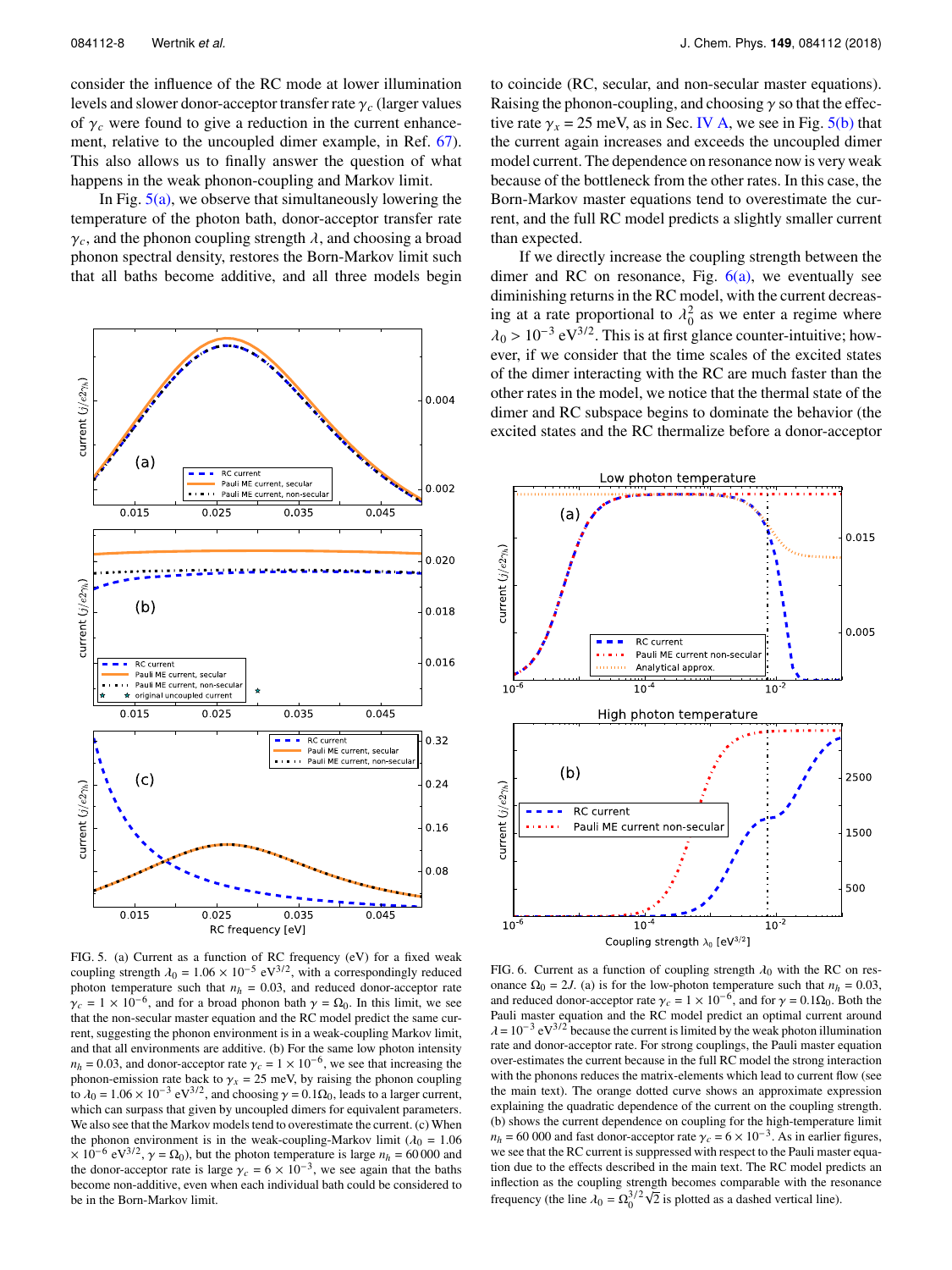consider the influence of the RC mode at lower illumination levels and slower donor-acceptor transfer rate $\gamma_c$ (larger values of $\gamma_c$ were found to give a reduction in the current enhancement, relative to the uncoupled dimer example, in Ref. 67). This also allows us to finally answer the question of what happens in the weak phonon-coupling and Markov limit.

In Fig. 5(a), we observe that simultaneously lowering the temperature of the photon bath, donor-acceptor transfer rate $\gamma_c$, and the phonon coupling strength $\lambda$, and choosing a broad phonon spectral density, restores the Born-Markov limit such that all baths become additive, and all three models begin to coincide (RC, secular, and non-secular master equations). Raising the phonon-coupling, and choosing $\gamma$ so that the effective rate $\gamma_x = 25$ meV, as in Sec. IV A, we see in Fig. 5(b) that the current again increases and exceeds the uncoupled dimer model current. The dependence on resonance now is very weak because of the bottleneck from the other rates. In this case, the Born-Markov master equations tend to overestimate the current, and the full RC model predicts a slightly smaller current than expected.

If we directly increase the coupling strength between the dimer and RC on resonance, Fig. 6(a), we eventually see diminishing returns in the RC model, with the current decreasing at a rate proportional to $\lambda_0^2$ as we enter a regime where $\lambda_0 > 10^{-3}$ eV$^{3/2}$. This is at first glance counter-intuitive; however, if we consider that the time scales of the excited states of the dimer interacting with the RC are much faster than the other rates in the model, we notice that the thermal state of the dimer and RC subspace begins to dominate the behavior (the excited states and the RC thermalize before a donor-acceptor

FIG. 5. (a) Current as a function of RC frequency (eV) for a fixed weak coupling strength $\lambda_0 = 1.06 \times 10^{-5}$ eV$^{3/2}$, with a correspondingly reduced photon temperature such that $n_h = 0.03$, and reduced donor-acceptor rate $\gamma_c = 1 \times 10^{-6}$, and for a broad phonon bath $\gamma = \Omega_0$. In this limit, we see that the non-secular master equation and the RC model predict the same current, suggesting the phonon environment is in a weak-coupling Markov limit, and that all environments are additive. (b) For the same low photon intensity $n_h = 0.03$, and donor-acceptor rate $\gamma_c = 1 \times 10^{-6}$, we see that increasing the phonon-emission rate back to $\gamma_x = 25$ meV, by raising the phonon coupling to $\lambda_0 = 1.06 \times 10^{-3}$ eV$^{3/2}$, and choosing $\gamma = 0.1\Omega_0$, leads to a larger current, which can surpass that given by uncoupled dimers for equivalent parameters. We also see that the Markov models tend to overestimate the current. (c) When the phonon environment is in the weak-coupling-Markov limit ($\lambda_0 = 1.06 \times 10^{-6}$ eV$^{3/2}$, $\gamma = \Omega_0$), but the photon temperature is large $n_h = 60\,000$ and the donor-acceptor rate is large $\gamma_c = 6 \times 10^{-3}$, we see again that the baths become non-additive, even when each individual bath could be considered to be in the Born-Markov limit.

FIG. 6. Current as a function of coupling strength $\lambda_0$ with the RC on resonance $\Omega_0 = 2J$. (a) is for the low-photon temperature such that $n_h = 0.03$, and reduced donor-acceptor rate $\gamma_c = 1 \times 10^{-6}$, and for $\gamma = 0.1\Omega_0$. Both the Pauli master equation and the RC model predict an optimal current around $\lambda = 10^{-3}$ eV$^{3/2}$ because the current is limited by the weak photon illumination rate and donor-acceptor rate. For strong couplings, the Pauli master equation over-estimates the current because in the full RC model the strong interaction with the phonons reduces the matrix-elements which lead to current flow (see the main text). The orange dotted curve shows an approximate expression explaining the quadratic dependence of the current on the coupling strength. (b) shows the current dependence on coupling for the high-temperature limit $n_h = 60\,000$ and fast donor-acceptor rate $\gamma_c = 6 \times 10^{-3}$. As in earlier figures, we see that the RC current is suppressed with respect to the Pauli master equation due to the effects described in the main text. The RC model predicts an inflection as the coupling strength becomes comparable with the resonance frequency (the line $\lambda_0 = \Omega_0^{3/2}\sqrt{2}$ is plotted as a dashed vertical line).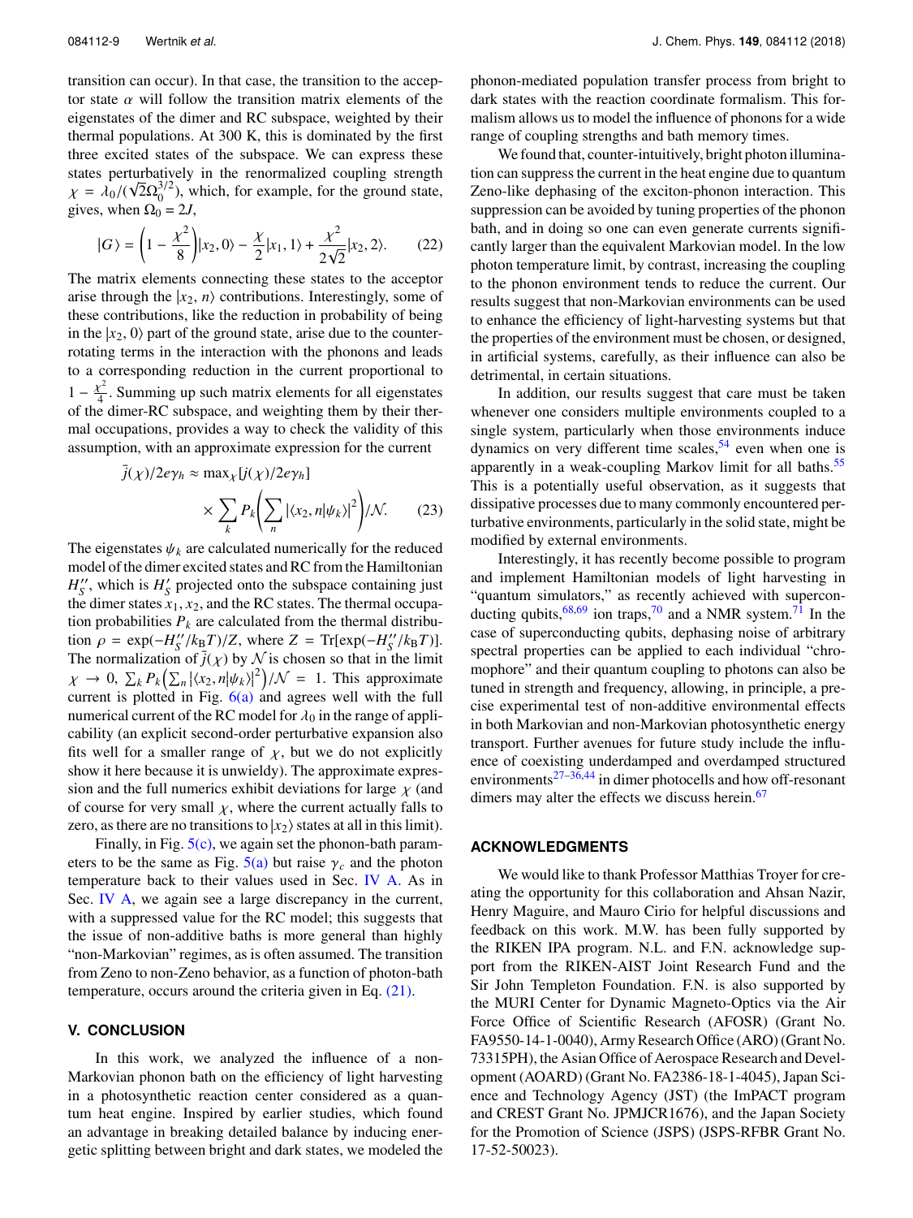transition can occur). In that case, the transition to the acceptor state $\alpha$ will follow the transition matrix elements of the eigenstates of the dimer and RC subspace, weighted by their thermal populations. At 300 K, this is dominated by the first three excited states of the subspace. We can express these states perturbatively in the renormalized coupling strength $\chi = \lambda_0/(\sqrt{2}\Omega_0^{3/2})$, which, for example, for the ground state, gives, when $\Omega_0 = 2J$,

$$|G\rangle = \left(1 - \frac{\chi^2}{8}\right)|x_2, 0\rangle - \frac{\chi}{2}|x_1, 1\rangle + \frac{\chi^2}{2\sqrt{2}}|x_2, 2\rangle. \quad (22)$$

The matrix elements connecting these states to the acceptor arise through the $|x_2, n\rangle$ contributions. Interestingly, some of these contributions, like the reduction in probability of being in the $|x_2, 0\rangle$ part of the ground state, arise due to the counter-rotating terms in the interaction with the phonons and leads to a corresponding reduction in the current proportional to $1 - \frac{\chi^2}{4}$. Summing up such matrix elements for all eigenstates of the dimer-RC subspace, and weighting them by their thermal occupations, provides a way to check the validity of this assumption, with an approximate expression for the current

$$\tilde{j}(\chi)/2e\gamma_h \approx \max_\chi[j(\chi)/2e\gamma_h] \times \sum_k P_k \left( \sum_n |\langle x_2, n|\psi_k\rangle|^2 \right) / \mathcal{N}. \quad (23)$$

The eigenstates $\psi_k$ are calculated numerically for the reduced model of the dimer excited states and RC from the Hamiltonian $H_S''$, which is $H_S'$ projected onto the subspace containing just the dimer states $x_1, x_2$, and the RC states. The thermal occupation probabilities $P_k$ are calculated from the thermal distribution $\rho = \exp(-H_S''/k_B T)/Z$, where $Z = \mathrm{Tr}[\exp(-H_S''/k_B T)]$. The normalization of $\tilde{j}(\chi)$ by $\mathcal{N}$ is chosen so that in the limit $\chi \to 0$, $\sum_k P_k \left( \sum_n |\langle x_2, n|\psi_k\rangle|^2 \right) / \mathcal{N} = 1$. This approximate current is plotted in Fig. 6(a) and agrees well with the full numerical current of the RC model for $\lambda_0$ in the range of applicability (an explicit second-order perturbative expansion also fits well for a smaller range of $\chi$, but we do not explicitly show it here because it is unwieldy). The approximate expression and the full numerics exhibit deviations for large $\chi$ (and of course for very small $\chi$, where the current actually falls to zero, as there are no transitions to $|x_2\rangle$ states at all in this limit).

Finally, in Fig. 5(c), we again set the phonon-bath parameters to be the same as Fig. 5(a) but raise $\gamma_c$ and the photon temperature back to their values used in Sec. IV A. As in Sec. IV A, we again see a large discrepancy in the current, with a suppressed value for the RC model; this suggests that the issue of non-additive baths is more general than highly "non-Markovian" regimes, as is often assumed. The transition from Zeno to non-Zeno behavior, as a function of photon-bath temperature, occurs around the criteria given in Eq. (21).

## V. CONCLUSION

In this work, we analyzed the influence of a non-Markovian phonon bath on the efficiency of light harvesting in a photosynthetic reaction center considered as a quantum heat engine. Inspired by earlier studies, which found an advantage in breaking detailed balance by inducing energetic splitting between bright and dark states, we modeled the phonon-mediated population transfer process from bright to dark states with the reaction coordinate formalism. This formalism allows us to model the influence of phonons for a wide range of coupling strengths and bath memory times.

We found that, counter-intuitively, bright photon illumination can suppress the current in the heat engine due to quantum Zeno-like dephasing of the exciton-phonon interaction. This suppression can be avoided by tuning properties of the phonon bath, and in doing so one can even generate currents significantly larger than the equivalent Markovian model. In the low photon temperature limit, by contrast, increasing the coupling to the phonon environment tends to reduce the current. Our results suggest that non-Markovian environments can be used to enhance the efficiency of light-harvesting systems but that the properties of the environment must be chosen, or designed, in artificial systems, carefully, as their influence can also be detrimental, in certain situations.

In addition, our results suggest that care must be taken whenever one considers multiple environments coupled to a single system, particularly when those environments induce dynamics on very different time scales,[54] even when one is apparently in a weak-coupling Markov limit for all baths.[55] This is a potentially useful observation, as it suggests that dissipative processes due to many commonly encountered perturbative environments, particularly in the solid state, might be modified by external environments.

Interestingly, it has recently become possible to program and implement Hamiltonian models of light harvesting in "quantum simulators," as recently achieved with superconducting qubits,[68,69] ion traps,[70] and a NMR system.[71] In the case of superconducting qubits, dephasing noise of arbitrary spectral properties can be applied to each individual "chromophore" and their quantum coupling to photons can also be tuned in strength and frequency, allowing, in principle, a precise experimental test of non-additive environmental effects in both Markovian and non-Markovian photosynthetic energy transport. Further avenues for future study include the influence of coexisting underdamped and overdamped structured environments[27–36,44] in dimer photocells and how off-resonant dimers may alter the effects we discuss herein.[67]

## ACKNOWLEDGMENTS

We would like to thank Professor Matthias Troyer for creating the opportunity for this collaboration and Ahsan Nazir, Henry Maguire, and Mauro Cirio for helpful discussions and feedback on this work. M.W. has been fully supported by the RIKEN IPA program. N.L. and F.N. acknowledge support from the RIKEN-AIST Joint Research Fund and the Sir John Templeton Foundation. F.N. is also supported by the MURI Center for Dynamic Magneto-Optics via the Air Force Office of Scientific Research (AFOSR) (Grant No. FA9550-14-1-0040), Army Research Office (ARO) (Grant No. 73315PH), the Asian Office of Aerospace Research and Development (AOARD) (Grant No. FA2386-18-1-4045), Japan Science and Technology Agency (JST) (the ImPACT program and CREST Grant No. JPMJCR1676), and the Japan Society for the Promotion of Science (JSPS) (JSPS-RFBR Grant No. 17-52-50023).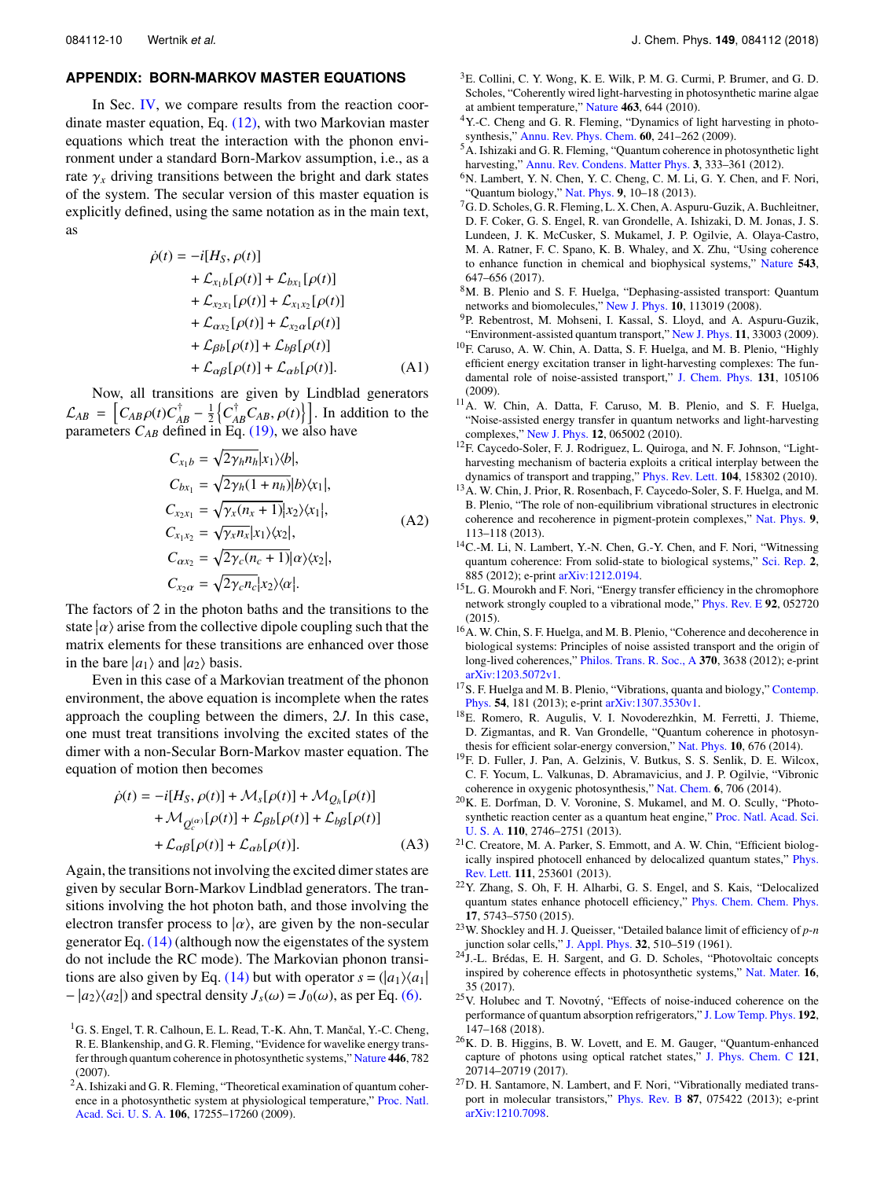## APPENDIX: BORN-MARKOV MASTER EQUATIONS

In Sec. IV, we compare results from the reaction coordinate master equation, Eq. (12), with two Markovian master equations which treat the interaction with the phonon environment under a standard Born-Markov assumption, i.e., as a rate $\gamma_x$ driving transitions between the bright and dark states of the system. The secular version of this master equation is explicitly defined, using the same notation as in the main text, as

$$
\begin{aligned}
\dot{\rho}(t) = &-i[H_S, \rho(t)] \\
&+ \mathcal{L}_{x_1 b}[\rho(t)] + \mathcal{L}_{b x_1}[\rho(t)] \\
&+ \mathcal{L}_{x_2 x_1}[\rho(t)] + \mathcal{L}_{x_1 x_2}[\rho(t)] \\
&+ \mathcal{L}_{\alpha x_2}[\rho(t)] + \mathcal{L}_{x_2 \alpha}[\rho(t)] \\
&+ \mathcal{L}_{\beta b}[\rho(t)] + \mathcal{L}_{b \beta}[\rho(t)] \\
&+ \mathcal{L}_{\alpha \beta}[\rho(t)] + \mathcal{L}_{\alpha b}[\rho(t)].
\end{aligned} \tag{A1}
$$

Now, all transitions are given by Lindblad generators $\mathcal{L}_{AB} = \left[C_{AB}\rho(t)C_{AB}^{\dagger} - \frac{1}{2}\left\{C_{AB}^{\dagger}C_{AB}, \rho(t)\right\}\right]$. In addition to the parameters $C_{AB}$ defined in Eq. (19), we also have

$$
\begin{aligned}
C_{x_1 b} &= \sqrt{2\gamma_h n_h}|x_1\rangle\langle b|, \\
C_{b x_1} &= \sqrt{2\gamma_h (1+n_h)}|b\rangle\langle x_1|, \\
C_{x_2 x_1} &= \sqrt{\gamma_x (n_x+1)}|x_2\rangle\langle x_1|, \\
C_{x_1 x_2} &= \sqrt{\gamma_x n_x}|x_1\rangle\langle x_2|, \\
C_{\alpha x_2} &= \sqrt{2\gamma_c (n_c+1)}|\alpha\rangle\langle x_2|, \\
C_{x_2 \alpha} &= \sqrt{2\gamma_c n_c}|x_2\rangle\langle \alpha|.
\end{aligned} \tag{A2}
$$

The factors of 2 in the photon baths and the transitions to the state $|\alpha\rangle$ arise from the collective dipole coupling such that the matrix elements for these transitions are enhanced over those in the bare $|a_1\rangle$ and $|a_2\rangle$ basis.

Even in this case of a Markovian treatment of the phonon environment, the above equation is incomplete when the rates approach the coupling between the dimers, $2J$. In this case, one must treat transitions involving the excited states of the dimer with a non-Secular Born-Markov master equation. The equation of motion then becomes

$$
\begin{aligned}
\dot{\rho}(t) = &-i[H_S, \rho(t)] + \mathcal{M}_s[\rho(t)] + \mathcal{M}_{Q_h}[\rho(t)] \\
&+ \mathcal{M}_{Q_c^{(\alpha)}}[\rho(t)] + \mathcal{L}_{\beta b}[\rho(t)] + \mathcal{L}_{b\beta}[\rho(t)] \\
&+ \mathcal{L}_{\alpha\beta}[\rho(t)] + \mathcal{L}_{\alpha b}[\rho(t)].
\end{aligned} \tag{A3}
$$

Again, the transitions not involving the excited dimer states are given by secular Born-Markov Lindblad generators. The transitions involving the hot photon bath, and those involving the electron transfer process to $|\alpha\rangle$, are given by the non-secular generator Eq. (14) (although now the eigenstates of the system do not include the RC mode). The Markovian phonon transitions are also given by Eq. (14) but with operator $s = (|a_1\rangle\langle a_1| - |a_2\rangle\langle a_2|)$ and spectral density $J_s(\omega) = J_0(\omega)$, as per Eq. (6).

[1] G. S. Engel, T. R. Calhoun, E. L. Read, T.-K. Ahn, T. Mančal, Y.-C. Cheng, R. E. Blankenship, and G. R. Fleming, "Evidence for wavelike energy transfer through quantum coherence in photosynthetic systems," Nature **446**, 782 (2007).

[2] A. Ishizaki and G. R. Fleming, "Theoretical examination of quantum coherence in a photosynthetic system at physiological temperature," Proc. Natl. Acad. Sci. U. S. A. **106**, 17255–17260 (2009).

[3] E. Collini, C. Y. Wong, K. E. Wilk, P. M. G. Curmi, P. Brumer, and G. D. Scholes, "Coherently wired light-harvesting in photosynthetic marine algae at ambient temperature," Nature **463**, 644 (2010).

[4] Y.-C. Cheng and G. R. Fleming, "Dynamics of light harvesting in photosynthesis," Annu. Rev. Phys. Chem. **60**, 241–262 (2009).

[5] A. Ishizaki and G. R. Fleming, "Quantum coherence in photosynthetic light harvesting," Annu. Rev. Condens. Matter Phys. **3**, 333–361 (2012).

[6] N. Lambert, Y. N. Chen, Y. C. Cheng, C. M. Li, G. Y. Chen, and F. Nori, "Quantum biology," Nat. Phys. **9**, 10–18 (2013).

[7] G. D. Scholes, G. R. Fleming, L. X. Chen, A. Aspuru-Guzik, A. Buchleitner, D. F. Coker, G. S. Engel, R. van Grondelle, A. Ishizaki, D. M. Jonas, J. S. Lundeen, J. K. McCusker, S. Mukamel, J. P. Ogilvie, A. Olaya-Castro, M. A. Ratner, F. C. Spano, K. B. Whaley, and X. Zhu, "Using coherence to enhance function in chemical and biophysical systems," Nature **543**, 647–656 (2017).

[8] M. B. Plenio and S. F. Huelga, "Dephasing-assisted transport: Quantum networks and biomolecules," New J. Phys. **10**, 113019 (2008).

[9] P. Rebentrost, M. Mohseni, I. Kassal, S. Lloyd, and A. Aspuru-Guzik, "Environment-assisted quantum transport," New J. Phys. **11**, 33003 (2009).

[10] F. Caruso, A. W. Chin, A. Datta, S. F. Huelga, and M. B. Plenio, "Highly efficient energy excitation transer in light-harvesting complexes: The fundamental role of noise-assisted transport," J. Chem. Phys. **131**, 105106 (2009).

[11] A. W. Chin, A. Datta, F. Caruso, M. B. Plenio, and S. F. Huelga, "Noise-assisted energy transfer in quantum networks and light-harvesting complexes," New J. Phys. **12**, 065002 (2010).

[12] F. Caycedo-Soler, F. J. Rodriguez, L. Quiroga, and N. F. Johnson, "Light-harvesting mechanism of bacteria exploits a critical interplay between the dynamics of transport and trapping," Phys. Rev. Lett. **104**, 158302 (2010).

[13] A. W. Chin, J. Prior, R. Rosenbach, F. Caycedo-Soler, S. F. Huelga, and M. B. Plenio, "The role of non-equilibrium vibrational structures in electronic coherence and recoherence in pigment-protein complexes," Nat. Phys. **9**, 113–118 (2013).

[14] C.-M. Li, N. Lambert, Y.-N. Chen, G.-Y. Chen, and F. Nori, "Witnessing quantum coherence: From solid-state to biological systems," Sci. Rep. **2**, 885 (2012); e-print arXiv:1212.0194.

[15] L. G. Mourokh and F. Nori, "Energy transfer efficiency in the chromophore network strongly coupled to a vibrational mode," Phys. Rev. E **92**, 052720 (2015).

[16] A. W. Chin, S. F. Huelga, and M. B. Plenio, "Coherence and decoherence in biological systems: Principles of noise assisted transport and the origin of long-lived coherences," Philos. Trans. R. Soc., A **370**, 3638 (2012); e-print arXiv:1203.5072v1.

[17] S. F. Huelga and M. B. Plenio, "Vibrations, quanta and biology," Contemp. Phys. **54**, 181 (2013); e-print arXiv:1307.3530v1.

[18] E. Romero, R. Augulis, V. I. Novoderezhkin, M. Ferretti, J. Thieme, D. Zigmantas, and R. Van Grondelle, "Quantum coherence in photosynthesis for efficient solar-energy conversion," Nat. Phys. **10**, 676 (2014).

[19] F. D. Fuller, J. Pan, A. Gelzinis, V. Butkus, S. S. Senlik, D. E. Wilcox, C. F. Yocum, L. Valkunas, D. Abramavicius, and J. P. Ogilvie, "Vibronic coherence in oxygenic photosynthesis," Nat. Chem. **6**, 706 (2014).

[20] K. E. Dorfman, D. V. Voronine, S. Mukamel, and M. O. Scully, "Photosynthetic reaction center as a quantum heat engine," Proc. Natl. Acad. Sci. U. S. A. **110**, 2746–2751 (2013).

[21] C. Creatore, M. A. Parker, S. Emmott, and A. W. Chin, "Efficient biologically inspired photocell enhanced by delocalized quantum states," Phys. Rev. Lett. **111**, 253601 (2013).

[22] Y. Zhang, S. Oh, F. H. Alharbi, G. S. Engel, and S. Kais, "Delocalized quantum states enhance photocell efficiency," Phys. Chem. Chem. Phys. **17**, 5743–5750 (2015).

[23] W. Shockley and H. J. Queisser, "Detailed balance limit of efficiency of *p-n* junction solar cells," J. Appl. Phys. **32**, 510–519 (1961).

[24] J.-L. Brédas, E. H. Sargent, and G. D. Scholes, "Photovoltaic concepts inspired by coherence effects in photosynthetic systems," Nat. Mater. **16**, 35 (2017).

[25] V. Holubec and T. Novotný, "Effects of noise-induced coherence on the performance of quantum absorption refrigerators," J. Low Temp. Phys. **192**, 147–168 (2018).

[26] K. D. B. Higgins, B. W. Lovett, and E. M. Gauger, "Quantum-enhanced capture of photons using optical ratchet states," J. Phys. Chem. C **121**, 20714–20719 (2017).

[27] D. H. Santamore, N. Lambert, and F. Nori, "Vibrationally mediated transport in molecular transistors," Phys. Rev. B **87**, 075422 (2013); e-print arXiv:1210.7098.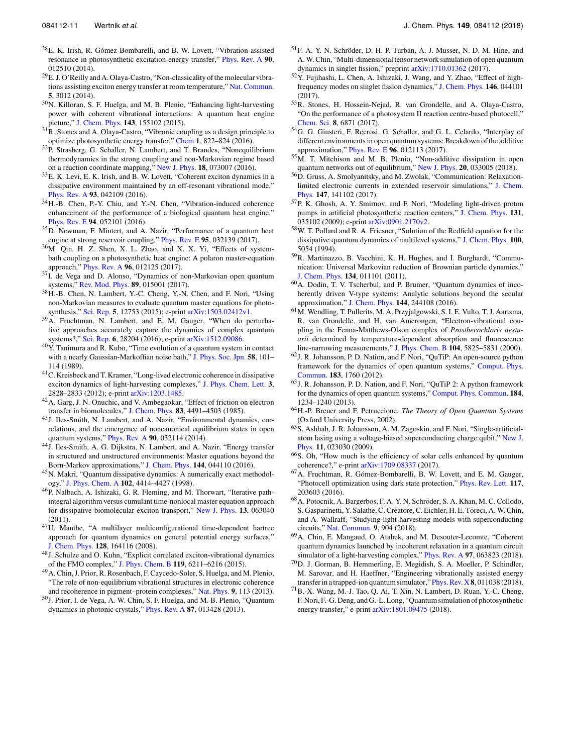[28] E. K. Irish, R. Gómez-Bombarelli, and B. W. Lovett, "Vibration-assisted resonance in photosynthetic excitation-energy transfer," Phys. Rev. A **90**, 012510 (2014).

[29] E. J. O'Reilly and A. Olaya-Castro, "Non-classicality of the molecular vibrations assisting exciton energy transfer at room temperature," Nat. Commun. **5**, 3012 (2014).

[30] N. Killoran, S. F. Huelga, and M. B. Plenio, "Enhancing light-harvesting power with coherent vibrational interactions: A quantum heat engine picture," J. Chem. Phys. **143**, 155102 (2015).

[31] R. Stones and A. Olaya-Castro, "Vibronic coupling as a design principle to optimize photosynthetic energy transfer," Chem **1**, 822–824 (2016).

[32] P. Strasberg, G. Schaller, N. Lambert, and T. Brandes, "Nonequilibrium thermodynamics in the strong coupling and non-Markovian regime based on a reaction coordinate mapping," New J. Phys. **18**, 073007 (2016).

[33] E. K. Levi, E. K. Irish, and B. W. Lovett, "Coherent exciton dynamics in a dissipative environment maintained by an off-resonant vibrational mode," Phys. Rev. A **93**, 042109 (2016).

[34] H.-B. Chen, P.-Y. Chiu, and Y.-N. Chen, "Vibration-induced coherence enhancement of the performance of a biological quantum heat engine," Phys. Rev. E **94**, 052101 (2016).

[35] D. Newman, F. Mintert, and A. Nazir, "Performance of a quantum heat engine at strong reservoir coupling," Phys. Rev. E **95**, 032139 (2017).

[36] M. Qin, H. Z. Shen, X. L. Zhao, and X. X. Yi, "Effects of system-bath coupling on a photosynthetic heat engine: A polaron master-equation approach," Phys. Rev. A **96**, 012125 (2017).

[37] I. de Vega and D. Alonso, "Dynamics of non-Markovian open quantum systems," Rev. Mod. Phys. **89**, 015001 (2017).

[38] H.-B. Chen, N. Lambert, Y.-C. Cheng, Y.-N. Chen, and F. Nori, "Using non-Markovian measures to evaluate quantum master equations for photosynthesis," Sci. Rep. **5**, 12753 (2015); e-print arXiv:1503.02412v1.

[39] A. Fruchtman, N. Lambert, and E. M. Gauger, "When do perturbative approaches accurately capture the dynamics of complex quantum systems?," Sci. Rep. **6**, 28204 (2016); e-print arXiv:1512.09086.

[40] Y. Tanimura and R. Kubo, "Time evolution of a quantum system in contact with a nearly Gaussian-Markoffian noise bath," J. Phys. Soc. Jpn. **58**, 101–114 (1989).

[41] C. Kreisbeck and T. Kramer, "Long-lived electronic coherence in dissipative exciton dynamics of light-harvesting complexes," J. Phys. Chem. Lett. **3**, 2828–2833 (2012); e-print arXiv:1203.1485.

[42] A. Garg, J. N. Onuchic, and V. Ambegaokar, "Effect of friction on electron transfer in biomolecules," J. Chem. Phys. **83**, 4491–4503 (1985).

[43] J. Iles-Smith, N. Lambert, and A. Nazir, "Environmental dynamics, correlations, and the emergence of noncanonical equilibrium states in open quantum systems," Phys. Rev. A **90**, 032114 (2014).

[44] J. Iles-Smith, A. G. Dijkstra, N. Lambert, and A. Nazir, "Energy transfer in structured and unstructured environments: Master equations beyond the Born-Markov approximations," J. Chem. Phys. **144**, 044110 (2016).

[45] N. Makri, "Quantum dissipative dynamics: A numerically exact methodology," J. Phys. Chem. A **102**, 4414–4427 (1998).

[46] P. Nalbach, A. Ishizaki, G. R. Fleming, and M. Thorwart, "Iterative path-integral algorithm versus cumulant time-nonlocal master equation approach for dissipative biomolecular exciton transport," New J. Phys. **13**, 063040 (2011).

[47] U. Manthe, "A multilayer multiconfigurational time-dependent hartree approach for quantum dynamics on general potential energy surfaces," J. Chem. Phys. **128**, 164116 (2008).

[48] J. Schulze and O. Kuhn, "Explicit correlated exciton-vibrational dynamics of the FMO complex," J. Phys. Chem. B **119**, 6211–6216 (2015).

[49] A. Chin, J. Prior, R. Rosenbach, F. Caycedo-Soler, S. Huelga, and M. Plenio, "The role of non-equilibrium vibrational structures in electronic coherence and recoherence in pigment–protein complexes," Nat. Phys. **9**, 113 (2013).

[50] J. Prior, I. de Vega, A. W. Chin, S. F. Huelga, and M. B. Plenio, "Quantum dynamics in photonic crystals," Phys. Rev. A **87**, 013428 (2013).

[51] F. A. Y. N. Schröder, D. H. P. Turban, A. J. Musser, N. D. M. Hine, and A. W. Chin, "Multi-dimensional tensor network simulation of open quantum dynamics in singlet fission," preprint arXiv:1710.01362 (2017).

[52] Y. Fujihashi, L. Chen, A. Ishizaki, J. Wang, and Y. Zhao, "Effect of high-frequency modes on singlet fission dynamics," J. Chem. Phys. **146**, 044101 (2017).

[53] R. Stones, H. Hossein-Nejad, R. van Grondelle, and A. Olaya-Castro, "On the performance of a photosystem II reaction centre-based photocell," Chem. Sci. **8**, 6871 (2017).

[54] G. G. Giusteri, F. Recrosi, G. Schaller, and G. L. Celardo, "Interplay of different environments in open quantum systems: Breakdown of the additive approximation," Phys. Rev. E **96**, 012113 (2017).

[55] M. T. Mitchison and M. B. Plenio, "Non-additive dissipation in open quantum networks out of equilibrium," New J. Phys. **20**, 033005 (2018).

[56] D. Gruss, A. Smolyanitsky, and M. Zwolak, "Communication: Relaxation-limited electronic currents in extended reservoir simulations," J. Chem. Phys. **147**, 141102 (2017).

[57] P. K. Ghosh, A. Y. Smirnov, and F. Nori, "Modeling light-driven proton pumps in artificial photosynthetic reaction centers," J. Chem. Phys. **131**, 035102 (2009); e-print arXiv:0901.2170v2.

[58] W. T. Pollard and R. A. Friesner, "Solution of the Redfield equation for the dissipative quantum dynamics of multilevel systems," J. Chem. Phys. **100**, 5054 (1994).

[59] R. Martinazzo, B. Vacchini, K. H. Hughes, and I. Burghardt, "Communication: Universal Markovian reduction of Brownian particle dynamics," J. Chem. Phys. **134**, 011101 (2011).

[60] A. Dodin, T. V. Tscherbul, and P. Brumer, "Quantum dynamics of incoherently driven V-type systems: Analytic solutions beyond the secular approximation," J. Chem. Phys. **144**, 244108 (2016).

[61] M. Wendling, T. Pullerits, M. A. Przyjalgowski, S. I. E. Vulto, T. J. Aartsma, R. van Grondelle, and H. van Amerongen, "Electron-vibrational coupling in the Fenna-Matthews-Olson complex of *Prosthecochloris aestuarii* determined by temperature-dependent absorption and fluorescence line-narrowing measurements," J. Phys. Chem. B **104**, 5825–5831 (2000).

[62] J. R. Johansson, P. D. Nation, and F. Nori, "QuTiP: An open-source python framework for the dynamics of open quantum systems," Comput. Phys. Commun. **183**, 1760 (2012).

[63] J. R. Johansson, P. D. Nation, and F. Nori, "QuTiP 2: A python framework for the dynamics of open quantum systems," Comput. Phys. Commun. **184**, 1234–1240 (2013).

[64] H.-P. Breuer and F. Petruccione, *The Theory of Open Quantum Systems* (Oxford University Press, 2002).

[65] S. Ashhab, J. R. Johansson, A. M. Zagoskin, and F. Nori, "Single-artificial-atom lasing using a voltage-biased superconducting charge qubit," New J. Phys. **11**, 023030 (2009).

[66] S. Oh, "How much is the efficiency of solar cells enhanced by quantum coherence?," e-print arXiv:1709.08337 (2017).

[67] A. Fruchtman, R. Gómez-Bombarelli, B. W. Lovett, and E. M. Gauger, "Photocell optimization using dark state protection," Phys. Rev. Lett. **117**, 203603 (2016).

[68] A. Potocnik, A. Bargerbos, F. A. Y. N. Schröder, S. A. Khan, M. C. Collodo, S. Gasparinetti, Y. Salathe, C. Creatore, C. Eichler, H. E. Töreci, A. W. Chin, and A. Wallraff, "Studying light-harvesting models with superconducting circuits," Nat. Commun. **9**, 904 (2018).

[69] A. Chin, E. Mangaud, O. Atabek, and M. Desouter-Lecomte, "Coherent quantum dynamics launched by incoherent relaxation in a quantum circuit simulator of a light-harvesting complex," Phys. Rev. A **97**, 063823 (2018).

[70] D. J. Gorman, B. Hemmerling, E. Megidish, S. A. Moeller, P. Schindler, M. Sarovar, and H. Haeffner, "Engineering vibrationally assisted energy transfer in a trapped-ion quantum simulator," Phys. Rev. X **8**, 011038 (2018).

[71] B.-X. Wang, M.-J. Tao, Q. Ai, T. Xin, N. Lambert, D. Ruan, Y.-C. Cheng, F. Nori, F.-G. Deng, and G.-L. Long, "Quantum simulation of photosynthetic energy transfer," e-print arXiv:1801.09475 (2018).